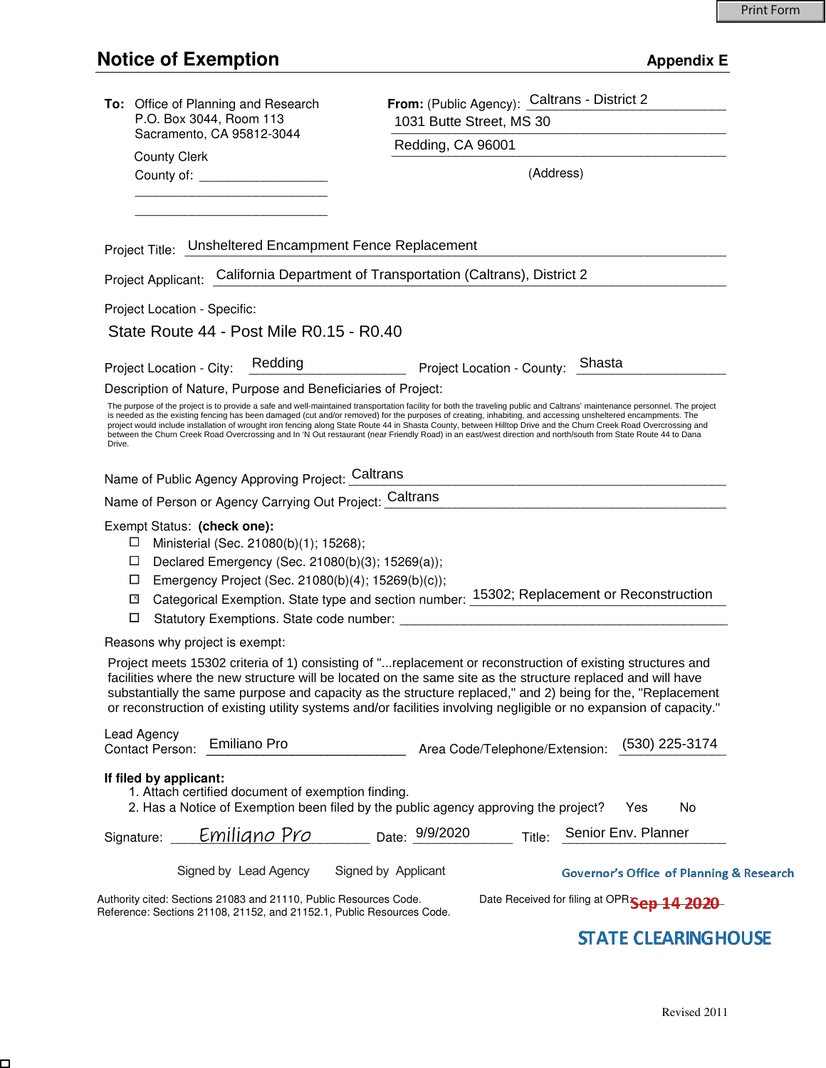# Notice of Exemption

**Appendix E**

**To:** Office of Planning and Research
P.O. Box 3044, Room 113
Sacramento, CA 95812-3044

County Clerk
County of: ___________________

**From:** (Public Agency): Caltrans - District 2
1031 Butte Street, MS 30
Redding, CA 96001
(Address)

Project Title: Unsheltered Encampment Fence Replacement

Project Applicant: California Department of Transportation (Caltrans), District 2

Project Location - Specific:

State Route 44 - Post Mile R0.15 - R0.40

Project Location - City: Redding    Project Location - County: Shasta

Description of Nature, Purpose and Beneficiaries of Project:

The purpose of the project is to provide a safe and well-maintained transportation facility for both the traveling public and Caltrans' maintenance personnel. The project is needed as the existing fencing has been damaged (cut and/or removed) for the purposes of creating, inhabiting, and accessing unsheltered encampments. The project would include installation of wrought iron fencing along State Route 44 in Shasta County, between Hilltop Drive and the Churn Creek Road Overcrossing and between the Churn Creek Road Overcrossing and In 'N Out restaurant (near Friendly Road) in an east/west direction and north/south from State Route 44 to Dana Drive.

Name of Public Agency Approving Project: Caltrans

Name of Person or Agency Carrying Out Project: Caltrans

Exempt Status: **(check one):**

- ☐ Ministerial (Sec. 21080(b)(1); 15268);
- ☐ Declared Emergency (Sec. 21080(b)(3); 15269(a));
- ☐ Emergency Project (Sec. 21080(b)(4); 15269(b)(c));
- ☒ Categorical Exemption. State type and section number: 15302; Replacement or Reconstruction
- ☐ Statutory Exemptions. State code number: ___________________

Reasons why project is exempt:

Project meets 15302 criteria of 1) consisting of "...replacement or reconstruction of existing structures and facilities where the new structure will be located on the same site as the structure replaced and will have substantially the same purpose and capacity as the structure replaced," and 2) being for the, "Replacement or reconstruction of existing utility systems and/or facilities involving negligible or no expansion of capacity."

Lead Agency Contact Person: Emiliano Pro    Area Code/Telephone/Extension: (530) 225-3174

**If filed by applicant:**

1. Attach certified document of exemption finding.
2. Has a Notice of Exemption been filed by the public agency approving the project? Yes No

Signature: *Emiliano Pro*    Date: 9/9/2020    Title: Senior Env. Planner

Signed by Lead Agency    Signed by Applicant

Authority cited: Sections 21083 and 21110, Public Resources Code.
Reference: Sections 21108, 21152, and 21152.1, Public Resources Code.

Date Received for filing at OPR: Sep 14 2020

Governor's Office of Planning & Research

STATE CLEARINGHOUSE

Revised 2011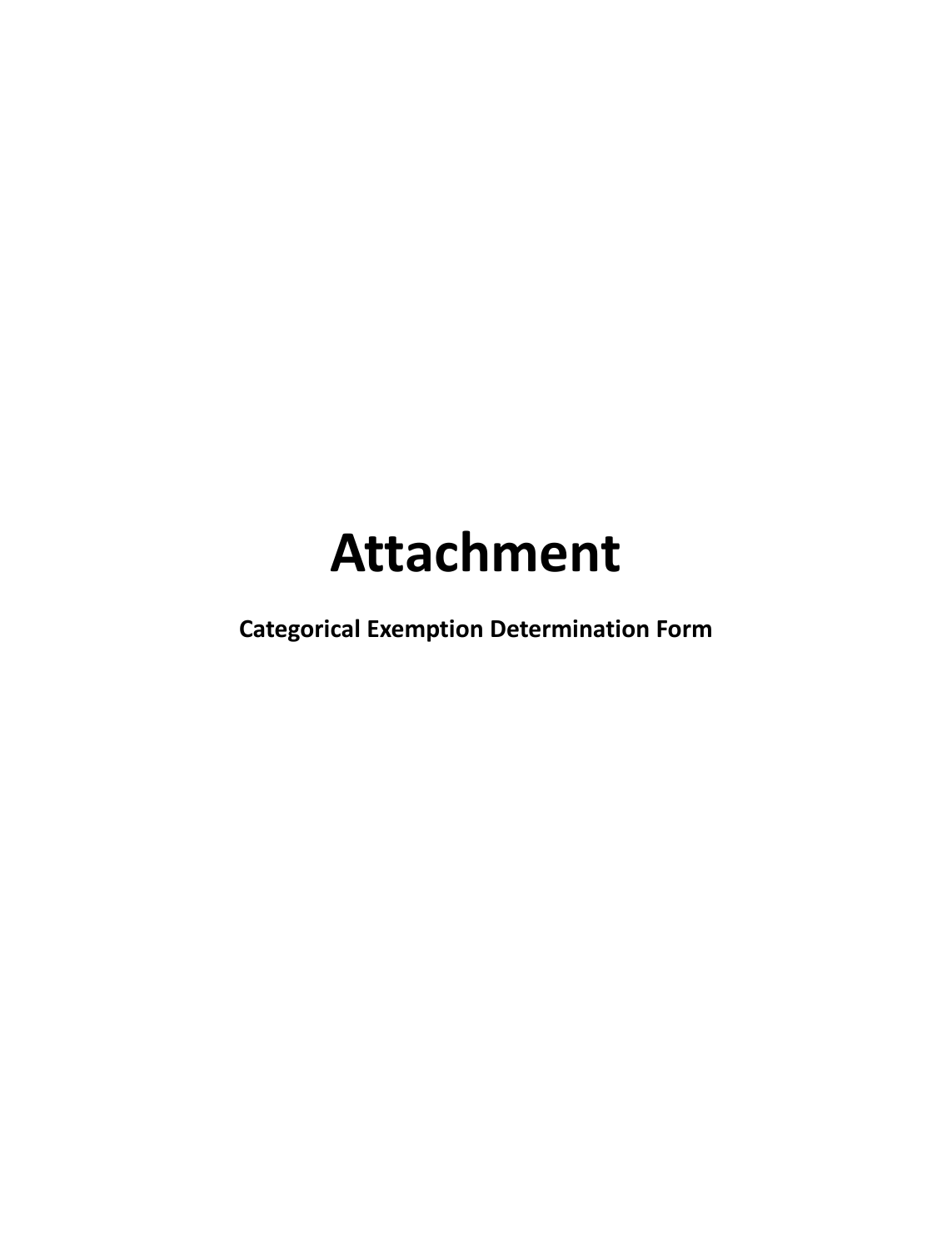# Attachment

**Categorical Exemption Determination Form**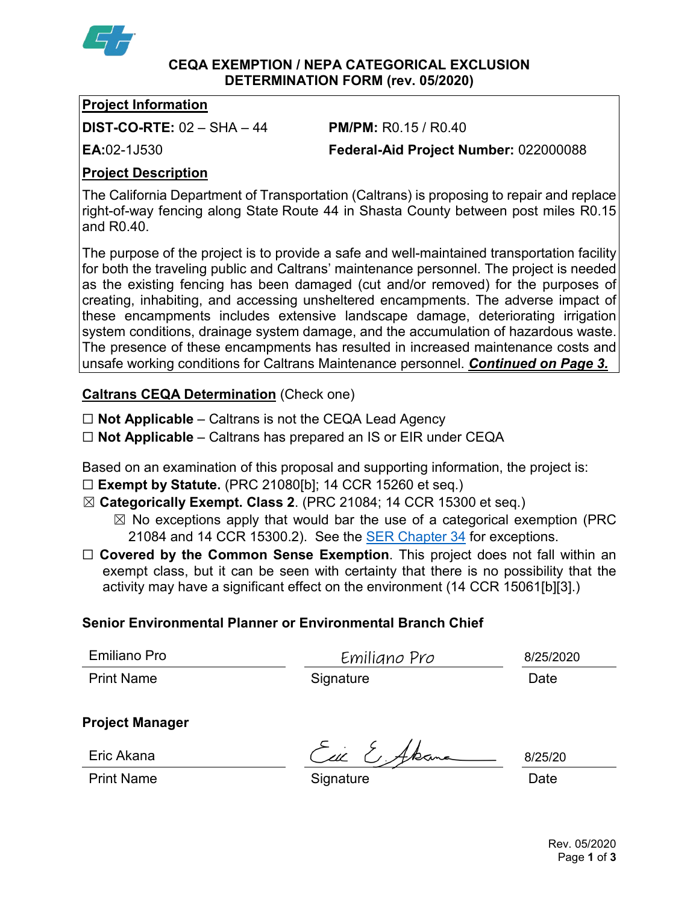**CEQA EXEMPTION / NEPA CATEGORICAL EXCLUSION DETERMINATION FORM (rev. 05/2020)**

**Project Information**

**DIST-CO-RTE:** 02 – SHA – 44 **PM/PM:** R0.15 / R0.40

**EA:**02-1J530 **Federal-Aid Project Number:** 022000088

**Project Description**

The California Department of Transportation (Caltrans) is proposing to repair and replace right-of-way fencing along State Route 44 in Shasta County between post miles R0.15 and R0.40.

The purpose of the project is to provide a safe and well-maintained transportation facility for both the traveling public and Caltrans' maintenance personnel. The project is needed as the existing fencing has been damaged (cut and/or removed) for the purposes of creating, inhabiting, and accessing unsheltered encampments. The adverse impact of these encampments includes extensive landscape damage, deteriorating irrigation system conditions, drainage system damage, and the accumulation of hazardous waste. The presence of these encampments has resulted in increased maintenance costs and unsafe working conditions for Caltrans Maintenance personnel. ***Continued on Page 3.***

**Caltrans CEQA Determination** (Check one)

☐ **Not Applicable** – Caltrans is not the CEQA Lead Agency
☐ **Not Applicable** – Caltrans has prepared an IS or EIR under CEQA

Based on an examination of this proposal and supporting information, the project is:

☐ **Exempt by Statute.** (PRC 21080[b]; 14 CCR 15260 et seq.)
☒ **Categorically Exempt. Class 2**. (PRC 21084; 14 CCR 15300 et seq.)
- ☒ No exceptions apply that would bar the use of a categorical exemption (PRC 21084 and 14 CCR 15300.2). See the SER Chapter 34 for exceptions.

☐ **Covered by the Common Sense Exemption**. This project does not fall within an exempt class, but it can be seen with certainty that there is no possibility that the activity may have a significant effect on the environment (14 CCR 15061[b][3].)

**Senior Environmental Planner or Environmental Branch Chief**

| Emiliano Pro | Emiliano Pro | 8/25/2020 |
|---|---|---|
| Print Name | Signature | Date |

**Project Manager**

| Eric Akana | Eric E. Akana | 8/25/20 |
|---|---|---|
| Print Name | Signature | Date |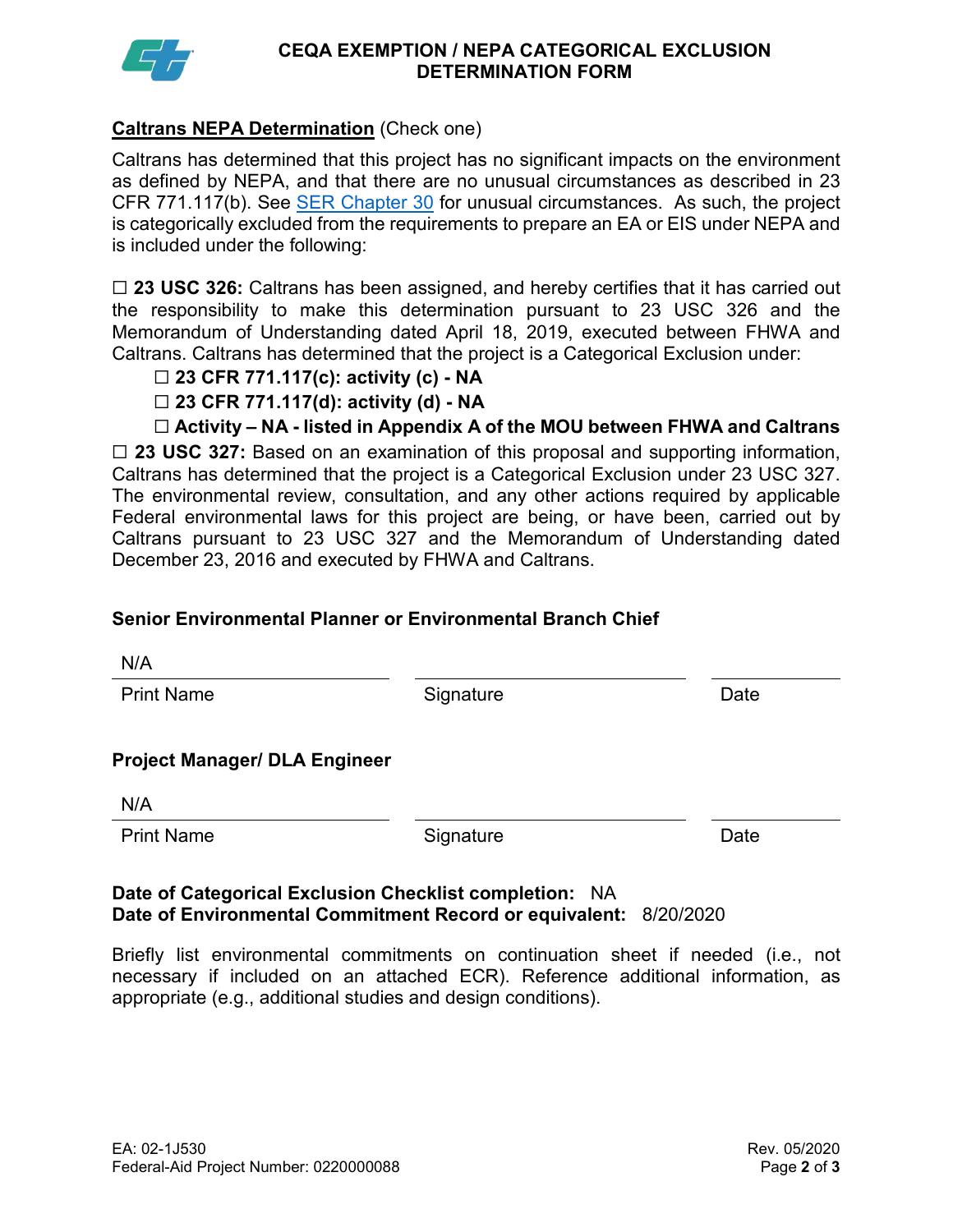# CEQA EXEMPTION / NEPA CATEGORICAL EXCLUSION DETERMINATION FORM

**Caltrans NEPA Determination** (Check one)

Caltrans has determined that this project has no significant impacts on the environment as defined by NEPA, and that there are no unusual circumstances as described in 23 CFR 771.117(b). See SER Chapter 30 for unusual circumstances. As such, the project is categorically excluded from the requirements to prepare an EA or EIS under NEPA and is included under the following:

☐ **23 USC 326:** Caltrans has been assigned, and hereby certifies that it has carried out the responsibility to make this determination pursuant to 23 USC 326 and the Memorandum of Understanding dated April 18, 2019, executed between FHWA and Caltrans. Caltrans has determined that the project is a Categorical Exclusion under:

- ☐ **23 CFR 771.117(c): activity (c) - NA**
- ☐ **23 CFR 771.117(d): activity (d) - NA**
- ☐ **Activity – NA - listed in Appendix A of the MOU between FHWA and Caltrans**

☐ **23 USC 327:** Based on an examination of this proposal and supporting information, Caltrans has determined that the project is a Categorical Exclusion under 23 USC 327. The environmental review, consultation, and any other actions required by applicable Federal environmental laws for this project are being, or have been, carried out by Caltrans pursuant to 23 USC 327 and the Memorandum of Understanding dated December 23, 2016 and executed by FHWA and Caltrans.

**Senior Environmental Planner or Environmental Branch Chief**

| N/A | | |
|---|---|---|
| Print Name | Signature | Date |

**Project Manager/ DLA Engineer**

| N/A | | |
|---|---|---|
| Print Name | Signature | Date |

**Date of Categorical Exclusion Checklist completion:** NA
**Date of Environmental Commitment Record or equivalent:** 8/20/2020

Briefly list environmental commitments on continuation sheet if needed (i.e., not necessary if included on an attached ECR). Reference additional information, as appropriate (e.g., additional studies and design conditions).

EA: 02-1J530
Federal-Aid Project Number: 0220000088

Rev. 05/2020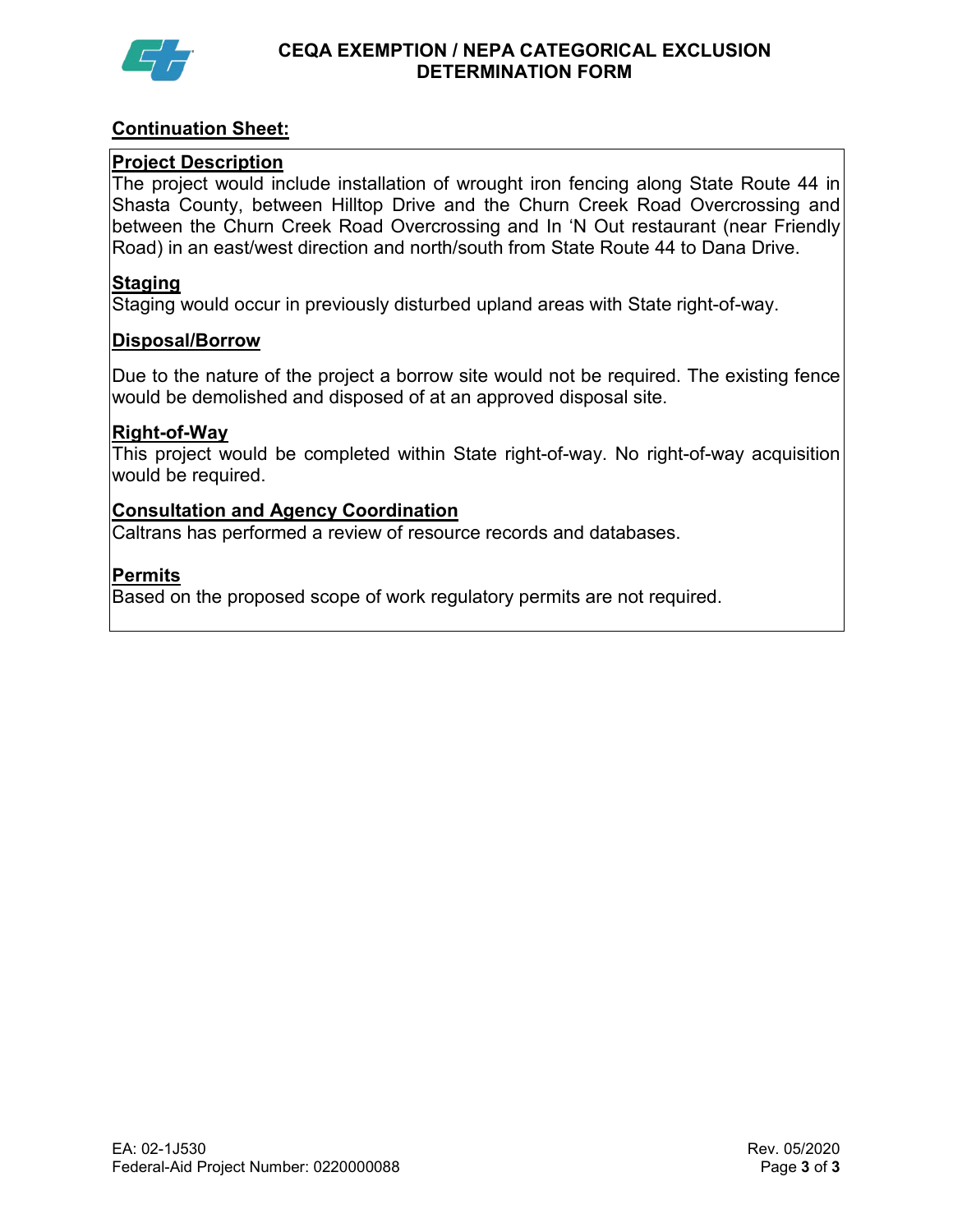## Continuation Sheet:

### Project Description

The project would include installation of wrought iron fencing along State Route 44 in Shasta County, between Hilltop Drive and the Churn Creek Road Overcrossing and between the Churn Creek Road Overcrossing and In 'N Out restaurant (near Friendly Road) in an east/west direction and north/south from State Route 44 to Dana Drive.

### Staging

Staging would occur in previously disturbed upland areas with State right-of-way.

### Disposal/Borrow

Due to the nature of the project a borrow site would not be required. The existing fence would be demolished and disposed of at an approved disposal site.

### Right-of-Way

This project would be completed within State right-of-way. No right-of-way acquisition would be required.

### Consultation and Agency Coordination

Caltrans has performed a review of resource records and databases.

### Permits

Based on the proposed scope of work regulatory permits are not required.

EA: 02-1J530

Federal-Aid Project Number: 0220000088